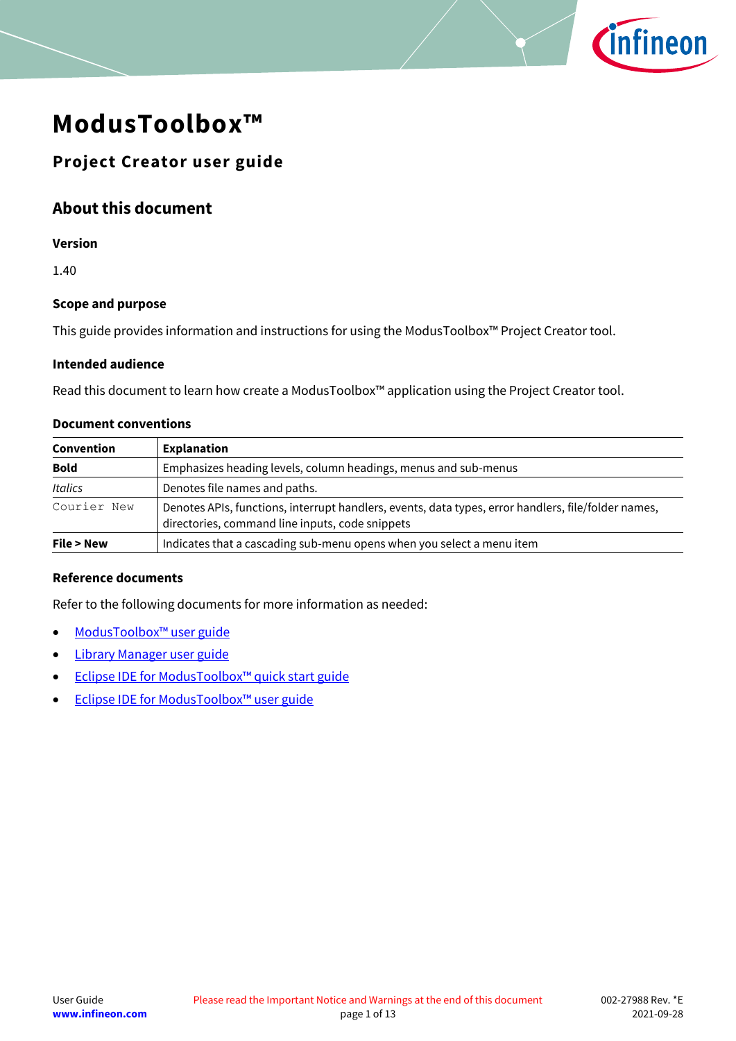# ModusToolbox™

## Project Creator user guide

## About this document

### Version

1.40

### Scope and purpose

This guide provides information and instructions for using the ModusToolbox™ Project Creator tool.

### Intended audience

Read this document to learn how create a ModusToolbox™ application using the Project Creator tool.

### Document conventions

| Convention | Explanation |
|---|---|
| **Bold** | Emphasizes heading levels, column headings, menus and sub-menus |
| *Italics* | Denotes file names and paths. |
| `Courier New` | Denotes APIs, functions, interrupt handlers, events, data types, error handlers, file/folder names, directories, command line inputs, code snippets |
| **File > New** | Indicates that a cascading sub-menu opens when you select a menu item |

### Reference documents

Refer to the following documents for more information as needed:

- ModusToolbox™ user guide
- Library Manager user guide
- Eclipse IDE for ModusToolbox™ quick start guide
- Eclipse IDE for ModusToolbox™ user guide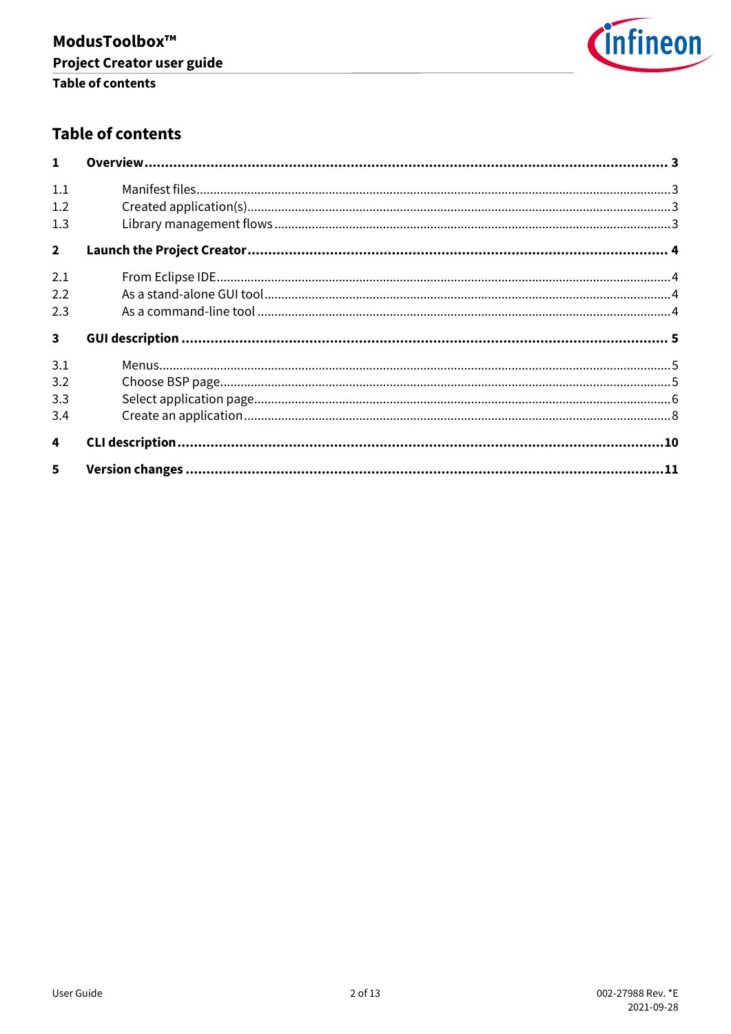# Table of contents

**1 Overview ... 3**

- 1.1 Manifest files ... 3
- 1.2 Created application(s) ... 3
- 1.3 Library management flows ... 3

**2 Launch the Project Creator ... 4**

- 2.1 From Eclipse IDE ... 4
- 2.2 As a stand-alone GUI tool ... 4
- 2.3 As a command-line tool ... 4

**3 GUI description ... 5**

- 3.1 Menus ... 5
- 3.2 Choose BSP page ... 5
- 3.3 Select application page ... 6
- 3.4 Create an application ... 8

**4 CLI description ... 10**

**5 Version changes ... 11**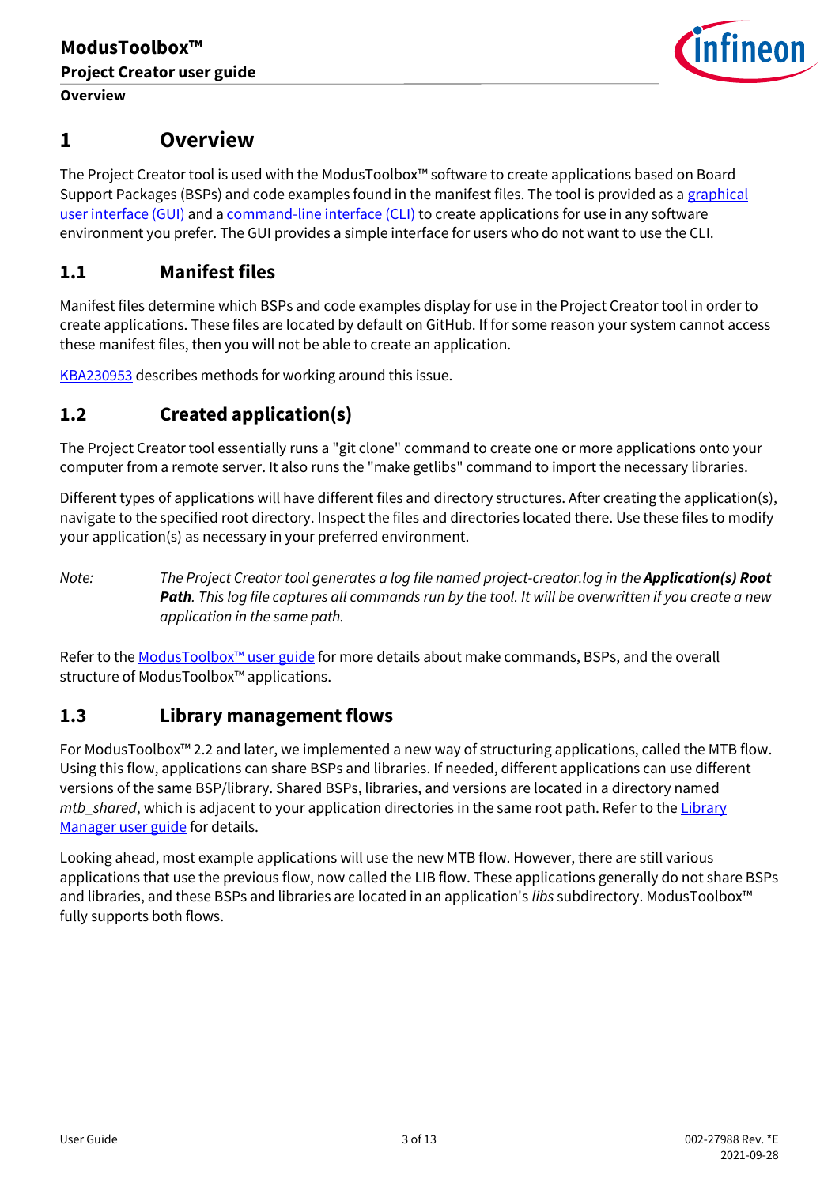# 1 Overview

The Project Creator tool is used with the ModusToolbox™ software to create applications based on Board Support Packages (BSPs) and code examples found in the manifest files. The tool is provided as a graphical user interface (GUI) and a command-line interface (CLI) to create applications for use in any software environment you prefer. The GUI provides a simple interface for users who do not want to use the CLI.

## 1.1 Manifest files

Manifest files determine which BSPs and code examples display for use in the Project Creator tool in order to create applications. These files are located by default on GitHub. If for some reason your system cannot access these manifest files, then you will not be able to create an application.

KBA230953 describes methods for working around this issue.

## 1.2 Created application(s)

The Project Creator tool essentially runs a "git clone" command to create one or more applications onto your computer from a remote server. It also runs the "make getlibs" command to import the necessary libraries.

Different types of applications will have different files and directory structures. After creating the application(s), navigate to the specified root directory. Inspect the files and directories located there. Use these files to modify your application(s) as necessary in your preferred environment.

*Note: The Project Creator tool generates a log file named project-creator.log in the* ***Application(s) Root Path****. This log file captures all commands run by the tool. It will be overwritten if you create a new application in the same path.*

Refer to the ModusToolbox™ user guide for more details about make commands, BSPs, and the overall structure of ModusToolbox™ applications.

## 1.3 Library management flows

For ModusToolbox™ 2.2 and later, we implemented a new way of structuring applications, called the MTB flow. Using this flow, applications can share BSPs and libraries. If needed, different applications can use different versions of the same BSP/library. Shared BSPs, libraries, and versions are located in a directory named *mtb_shared*, which is adjacent to your application directories in the same root path. Refer to the Library Manager user guide for details.

Looking ahead, most example applications will use the new MTB flow. However, there are still various applications that use the previous flow, now called the LIB flow. These applications generally do not share BSPs and libraries, and these BSPs and libraries are located in an application's *libs* subdirectory. ModusToolbox™ fully supports both flows.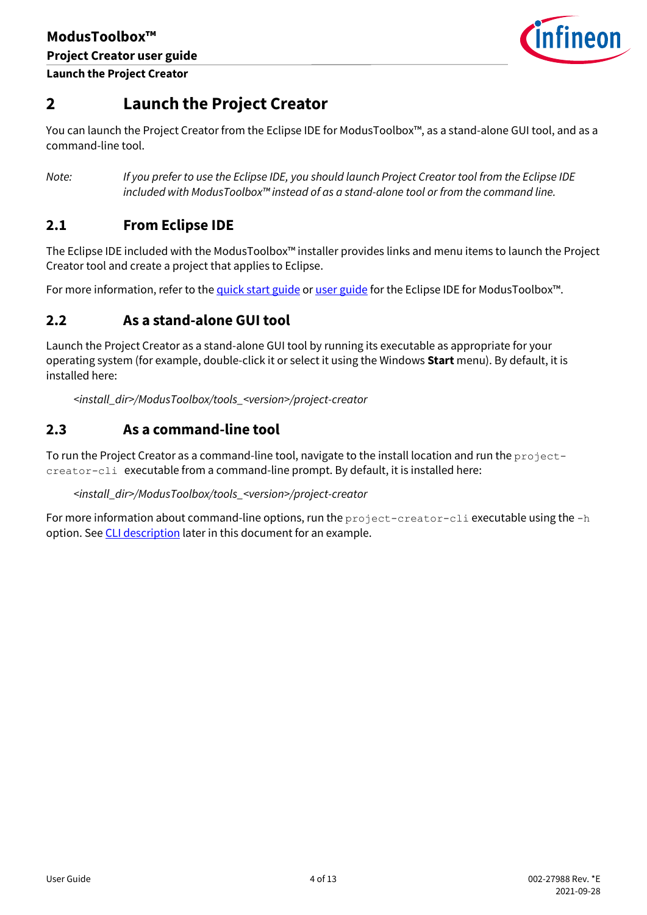# 2 Launch the Project Creator

You can launch the Project Creator from the Eclipse IDE for ModusToolbox™, as a stand-alone GUI tool, and as a command-line tool.

*Note: If you prefer to use the Eclipse IDE, you should launch Project Creator tool from the Eclipse IDE included with ModusToolbox™ instead of as a stand-alone tool or from the command line.*

## 2.1 From Eclipse IDE

The Eclipse IDE included with the ModusToolbox™ installer provides links and menu items to launch the Project Creator tool and create a project that applies to Eclipse.

For more information, refer to the quick start guide or user guide for the Eclipse IDE for ModusToolbox™.

## 2.2 As a stand-alone GUI tool

Launch the Project Creator as a stand-alone GUI tool by running its executable as appropriate for your operating system (for example, double-click it or select it using the Windows **Start** menu). By default, it is installed here:

*<install_dir>/ModusToolbox/tools_<version>/project-creator*

## 2.3 As a command-line tool

To run the Project Creator as a command-line tool, navigate to the install location and run the `project-creator-cli` executable from a command-line prompt. By default, it is installed here:

*<install_dir>/ModusToolbox/tools_<version>/project-creator*

For more information about command-line options, run the `project-creator-cli` executable using the `-h` option. See CLI description later in this document for an example.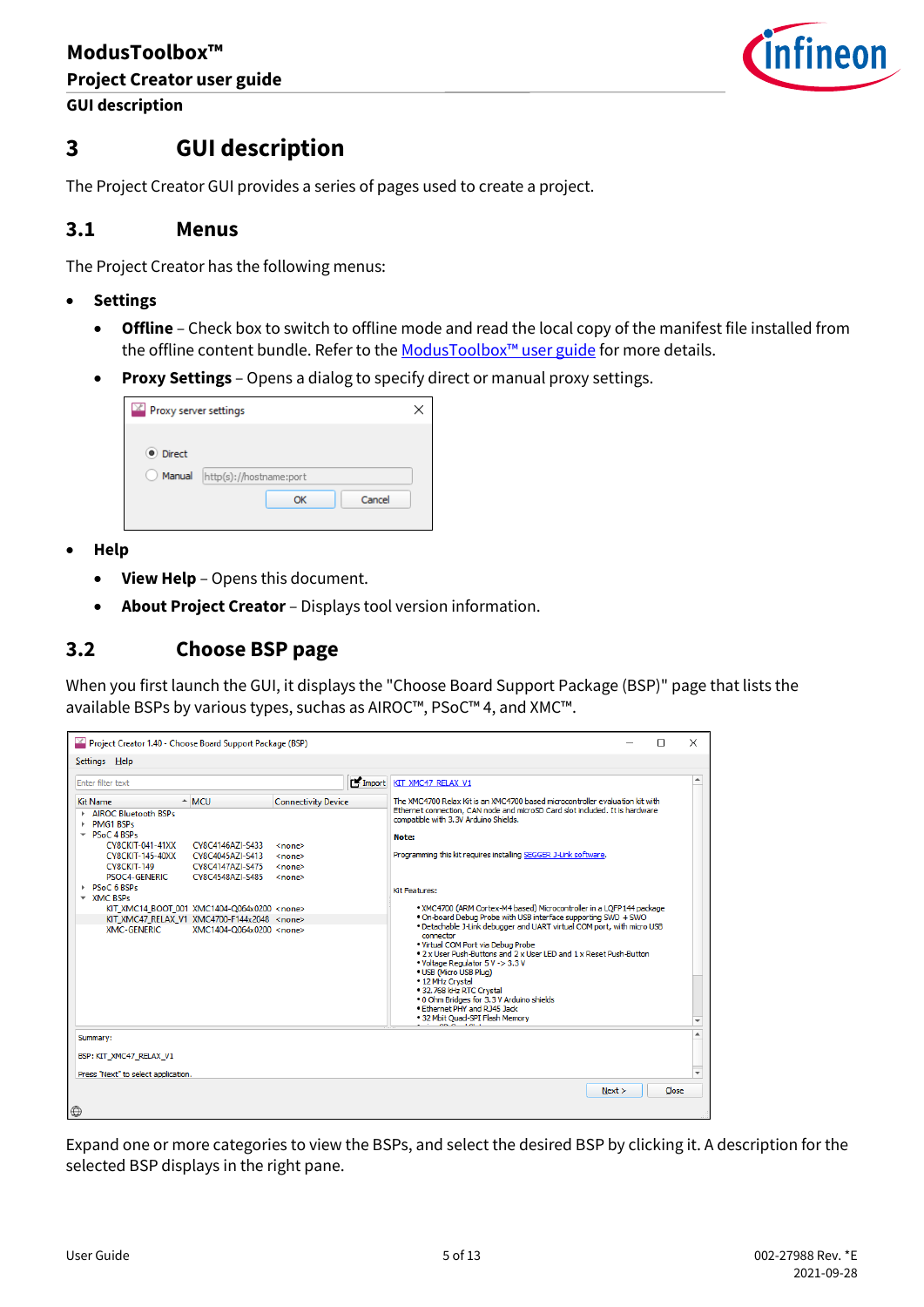# 3 GUI description

The Project Creator GUI provides a series of pages used to create a project.

## 3.1 Menus

The Project Creator has the following menus:

- **Settings**
  - **Offline** – Check box to switch to offline mode and read the local copy of the manifest file installed from the offline content bundle. Refer to the ModusToolbox™ user guide for more details.
  - **Proxy Settings** – Opens a dialog to specify direct or manual proxy settings.
- **Help**
  - **View Help** – Opens this document.
  - **About Project Creator** – Displays tool version information.

## 3.2 Choose BSP page

When you first launch the GUI, it displays the "Choose Board Support Package (BSP)" page that lists the available BSPs by various types, suchas as AIROC™, PSoC™ 4, and XMC™.

Expand one or more categories to view the BSPs, and select the desired BSP by clicking it. A description for the selected BSP displays in the right pane.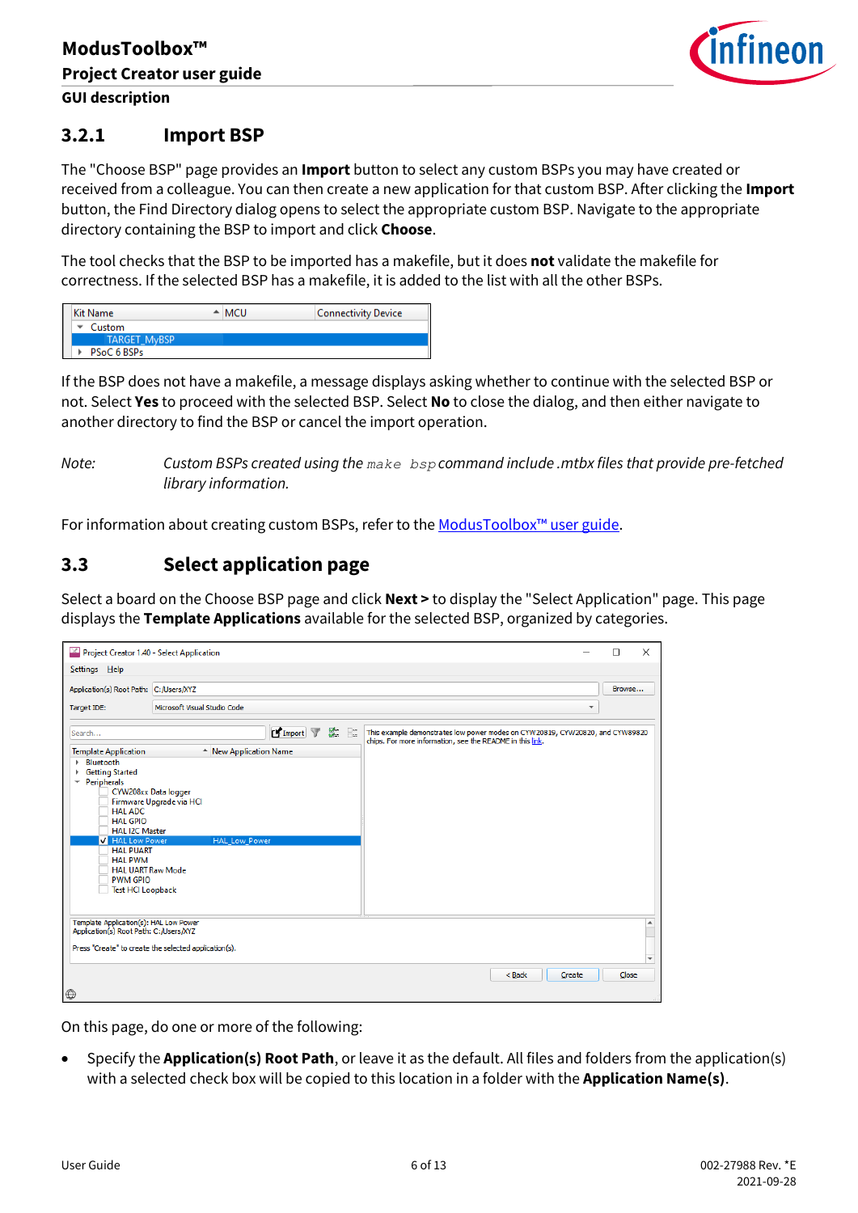### 3.2.1 Import BSP

The "Choose BSP" page provides an **Import** button to select any custom BSPs you may have created or received from a colleague. You can then create a new application for that custom BSP. After clicking the **Import** button, the Find Directory dialog opens to select the appropriate custom BSP. Navigate to the appropriate directory containing the BSP to import and click **Choose**.

The tool checks that the BSP to be imported has a makefile, but it does **not** validate the makefile for correctness. If the selected BSP has a makefile, it is added to the list with all the other BSPs.

| Kit Name | MCU | Connectivity Device |
|---|---|---|
| Custom | | |
| TARGET_MyBSP | | |
| PSoC 6 BSPs | | |

If the BSP does not have a makefile, a message displays asking whether to continue with the selected BSP or not. Select **Yes** to proceed with the selected BSP. Select **No** to close the dialog, and then either navigate to another directory to find the BSP or cancel the import operation.

*Note: Custom BSPs created using the `make bsp` command include .mtbx files that provide pre-fetched library information.*

For information about creating custom BSPs, refer to the ModusToolbox™ user guide.

## 3.3 Select application page

Select a board on the Choose BSP page and click **Next >** to display the "Select Application" page. This page displays the **Template Applications** available for the selected BSP, organized by categories.

On this page, do one or more of the following:

- Specify the **Application(s) Root Path**, or leave it as the default. All files and folders from the application(s) with a selected check box will be copied to this location in a folder with the **Application Name(s)**.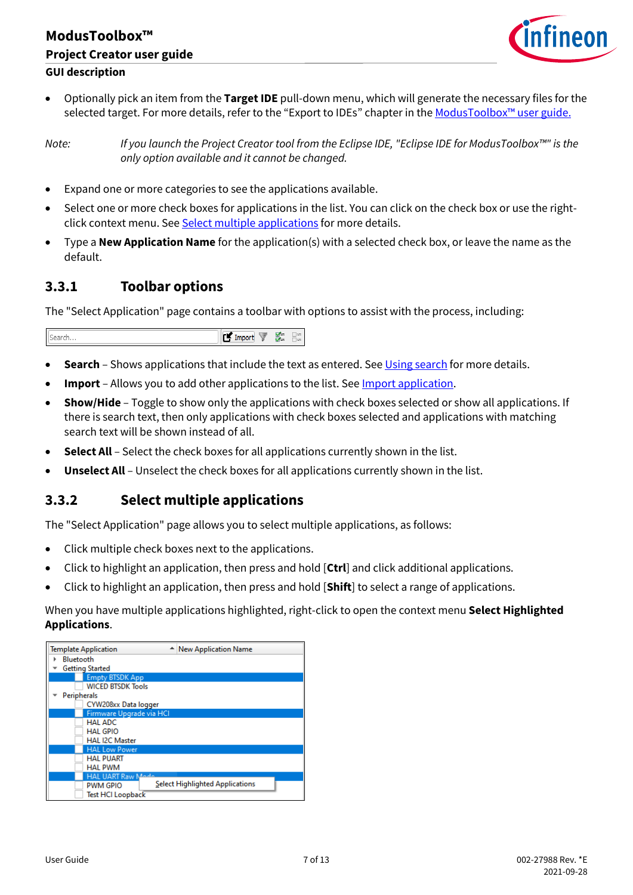- Optionally pick an item from the **Target IDE** pull-down menu, which will generate the necessary files for the selected target. For more details, refer to the "Export to IDEs" chapter in the ModusToolbox™ user guide.

*Note: If you launch the Project Creator tool from the Eclipse IDE, "Eclipse IDE for ModusToolbox™" is the only option available and it cannot be changed.*

- Expand one or more categories to see the applications available.
- Select one or more check boxes for applications in the list. You can click on the check box or use the right-click context menu. See Select multiple applications for more details.
- Type a **New Application Name** for the application(s) with a selected check box, or leave the name as the default.

### 3.3.1 Toolbar options

The "Select Application" page contains a toolbar with options to assist with the process, including:

- **Search** – Shows applications that include the text as entered. See Using search for more details.
- **Import** – Allows you to add other applications to the list. See Import application.
- **Show/Hide** – Toggle to show only the applications with check boxes selected or show all applications. If there is search text, then only applications with check boxes selected and applications with matching search text will be shown instead of all.
- **Select All** – Select the check boxes for all applications currently shown in the list.
- **Unselect All** – Unselect the check boxes for all applications currently shown in the list.

### 3.3.2 Select multiple applications

The "Select Application" page allows you to select multiple applications, as follows:

- Click multiple check boxes next to the applications.
- Click to highlight an application, then press and hold [**Ctrl**] and click additional applications.
- Click to highlight an application, then press and hold [**Shift**] to select a range of applications.

When you have multiple applications highlighted, right-click to open the context menu **Select Highlighted Applications**.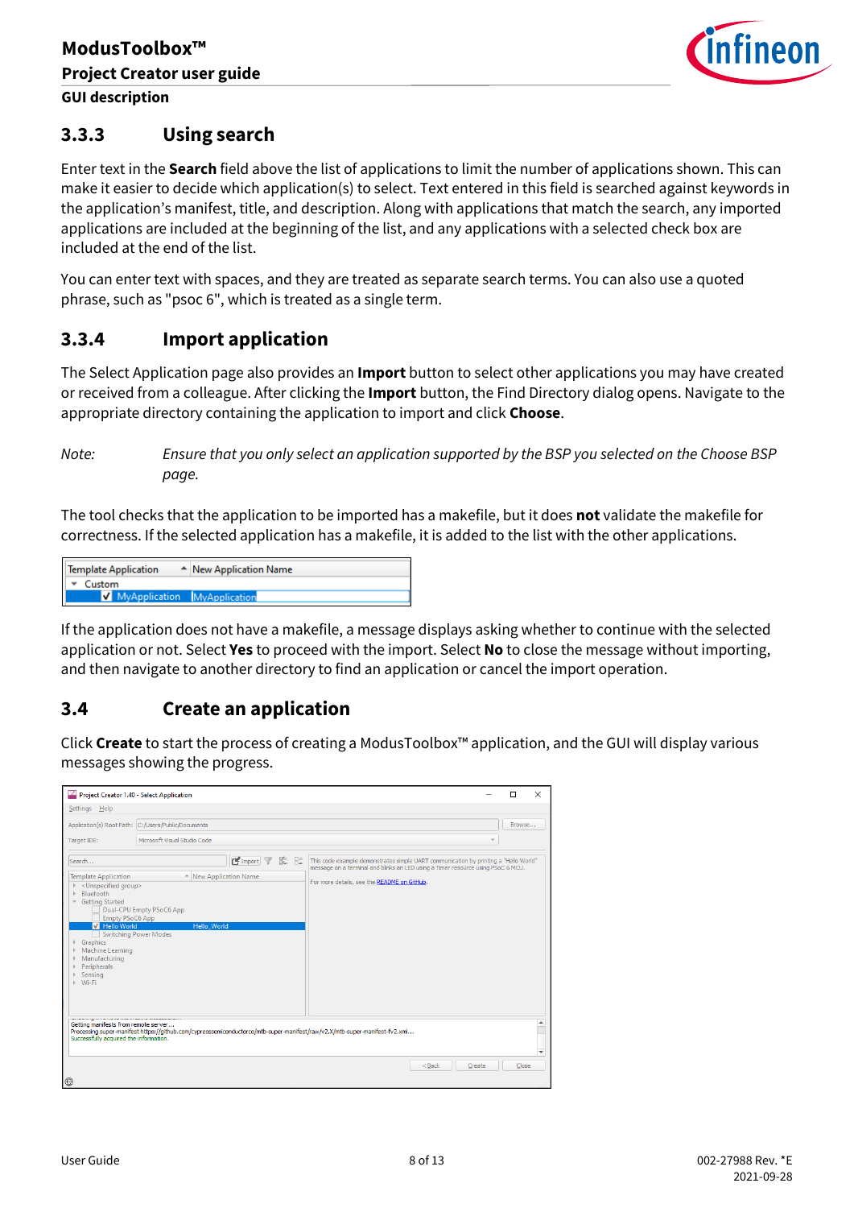### 3.3.3 Using search

Enter text in the **Search** field above the list of applications to limit the number of applications shown. This can make it easier to decide which application(s) to select. Text entered in this field is searched against keywords in the application's manifest, title, and description. Along with applications that match the search, any imported applications are included at the beginning of the list, and any applications with a selected check box are included at the end of the list.

You can enter text with spaces, and they are treated as separate search terms. You can also use a quoted phrase, such as "psoc 6", which is treated as a single term.

### 3.3.4 Import application

The Select Application page also provides an **Import** button to select other applications you may have created or received from a colleague. After clicking the **Import** button, the Find Directory dialog opens. Navigate to the appropriate directory containing the application to import and click **Choose**.

*Note: Ensure that you only select an application supported by the BSP you selected on the Choose BSP page.*

The tool checks that the application to be imported has a makefile, but it does **not** validate the makefile for correctness. If the selected application has a makefile, it is added to the list with the other applications.

If the application does not have a makefile, a message displays asking whether to continue with the selected application or not. Select **Yes** to proceed with the import. Select **No** to close the message without importing, and then navigate to another directory to find an application or cancel the import operation.

## 3.4 Create an application

Click **Create** to start the process of creating a ModusToolbox™ application, and the GUI will display various messages showing the progress.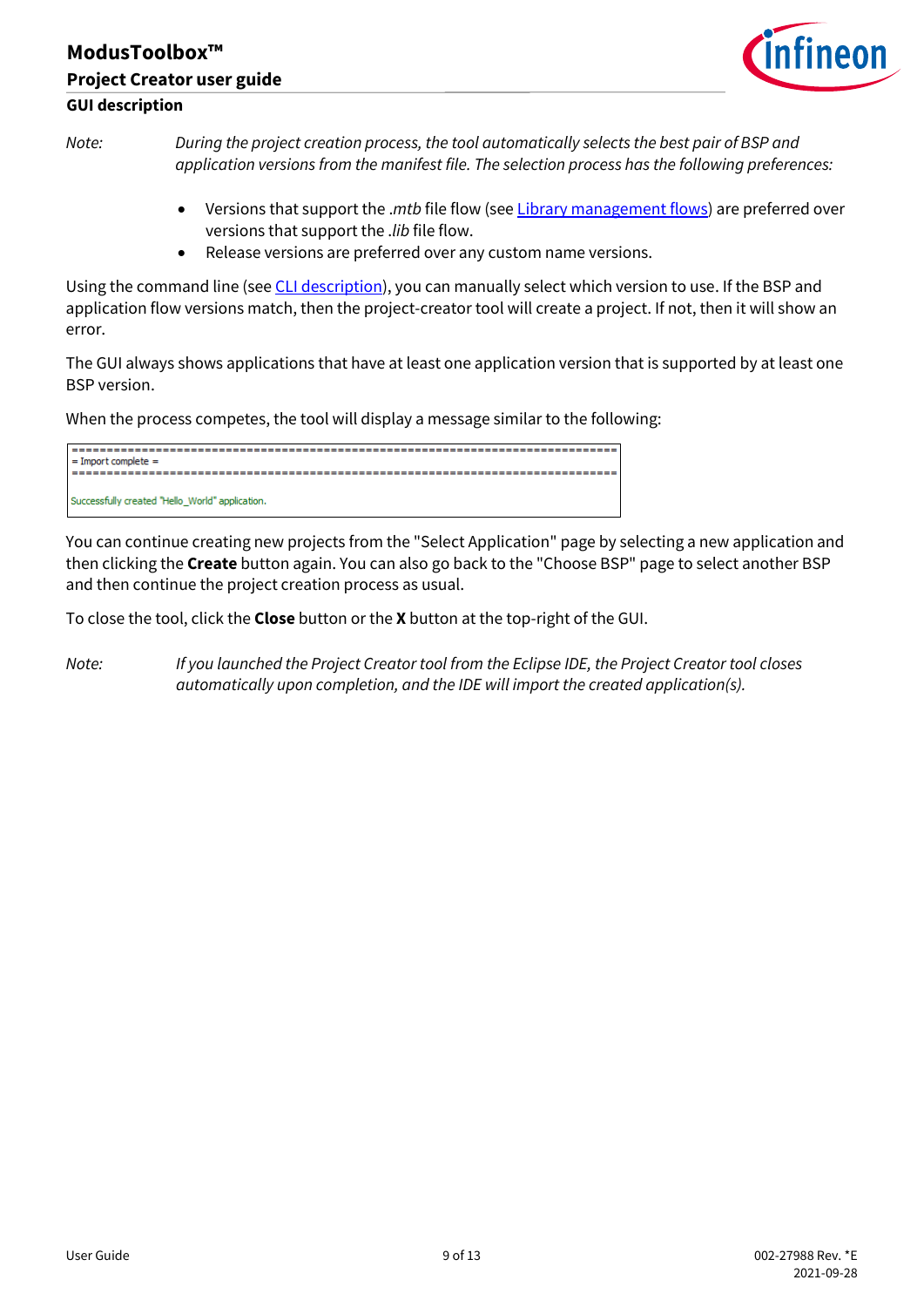*Note: During the project creation process, the tool automatically selects the best pair of BSP and application versions from the manifest file. The selection process has the following preferences:*

- Versions that support the *.mtb* file flow (see [Library management flows]) are preferred over versions that support the *.lib* file flow.
- Release versions are preferred over any custom name versions.

Using the command line (see [CLI description]), you can manually select which version to use. If the BSP and application flow versions match, then the project-creator tool will create a project. If not, then it will show an error.

The GUI always shows applications that have at least one application version that is supported by at least one BSP version.

When the process competes, the tool will display a message similar to the following:

```
==============================================================================
= Import complete =
==============================================================================

Successfully created "Hello_World" application.
```

You can continue creating new projects from the "Select Application" page by selecting a new application and then clicking the **Create** button again. You can also go back to the "Choose BSP" page to select another BSP and then continue the project creation process as usual.

To close the tool, click the **Close** button or the **X** button at the top-right of the GUI.

*Note: If you launched the Project Creator tool from the Eclipse IDE, the Project Creator tool closes automatically upon completion, and the IDE will import the created application(s).*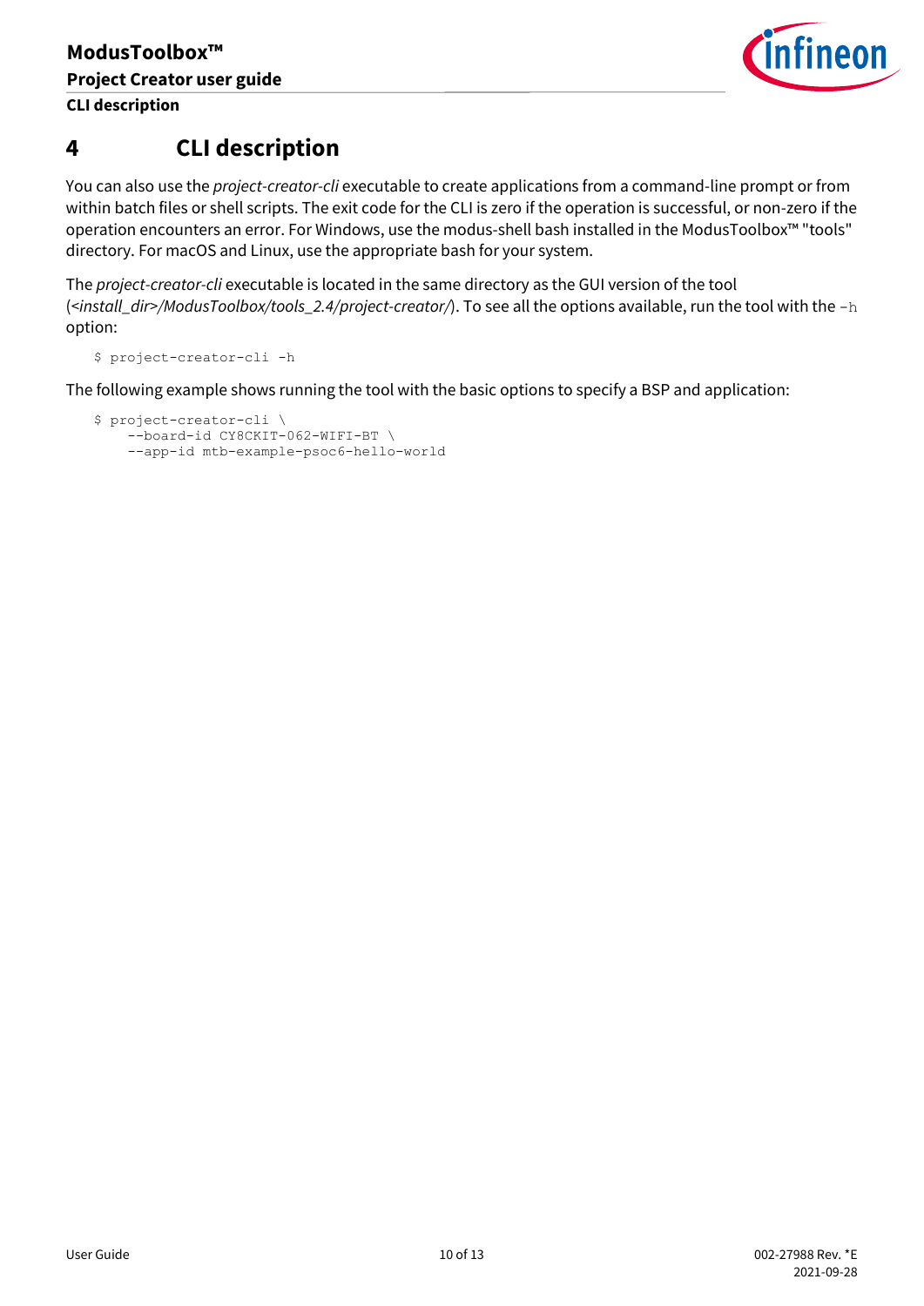# 4 CLI description

You can also use the *project-creator-cli* executable to create applications from a command-line prompt or from within batch files or shell scripts. The exit code for the CLI is zero if the operation is successful, or non-zero if the operation encounters an error. For Windows, use the modus-shell bash installed in the ModusToolbox™ "tools" directory. For macOS and Linux, use the appropriate bash for your system.

The *project-creator-cli* executable is located in the same directory as the GUI version of the tool (*<install_dir>/ModusToolbox/tools_2.4/project-creator/*). To see all the options available, run the tool with the `-h` option:

```
$ project-creator-cli -h
```

The following example shows running the tool with the basic options to specify a BSP and application:

```
$ project-creator-cli \
    --board-id CY8CKIT-062-WIFI-BT \
    --app-id mtb-example-psoc6-hello-world
```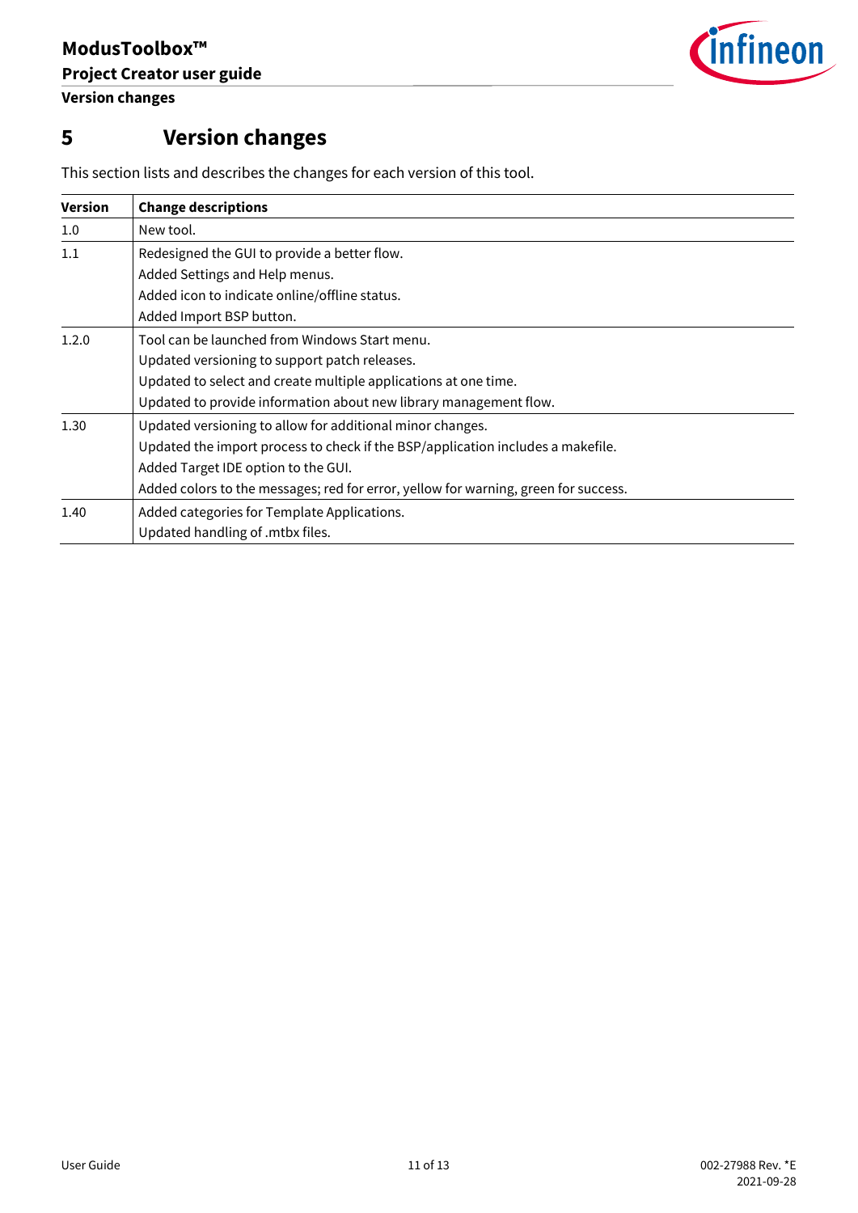# 5 Version changes

This section lists and describes the changes for each version of this tool.

| Version | Change descriptions |
|---|---|
| 1.0 | New tool. |
| 1.1 | Redesigned the GUI to provide a better flow.<br>Added Settings and Help menus.<br>Added icon to indicate online/offline status.<br>Added Import BSP button. |
| 1.2.0 | Tool can be launched from Windows Start menu.<br>Updated versioning to support patch releases.<br>Updated to select and create multiple applications at one time.<br>Updated to provide information about new library management flow. |
| 1.30 | Updated versioning to allow for additional minor changes.<br>Updated the import process to check if the BSP/application includes a makefile.<br>Added Target IDE option to the GUI.<br>Added colors to the messages; red for error, yellow for warning, green for success. |
| 1.40 | Added categories for Template Applications.<br>Updated handling of .mtbx files. |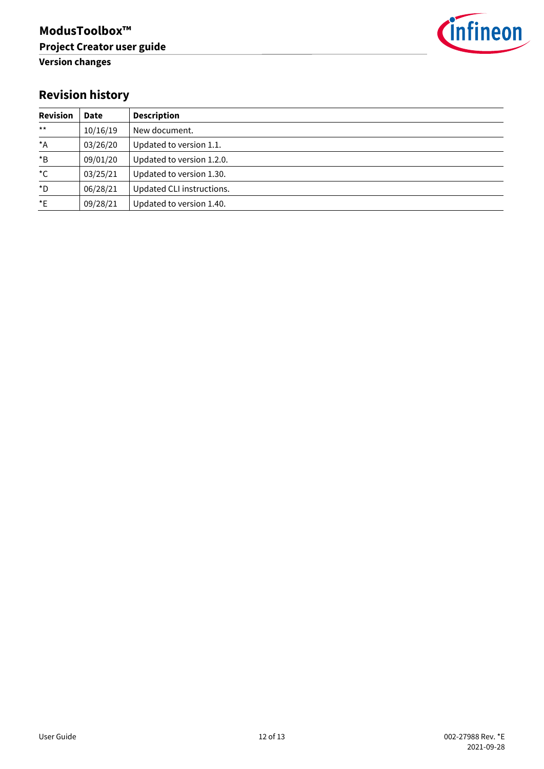## Revision history

| Revision | Date | Description |
|---|---|---|
| ** | 10/16/19 | New document. |
| *A | 03/26/20 | Updated to version 1.1. |
| *B | 09/01/20 | Updated to version 1.2.0. |
| *C | 03/25/21 | Updated to version 1.30. |
| *D | 06/28/21 | Updated CLI instructions. |
| *E | 09/28/21 | Updated to version 1.40. |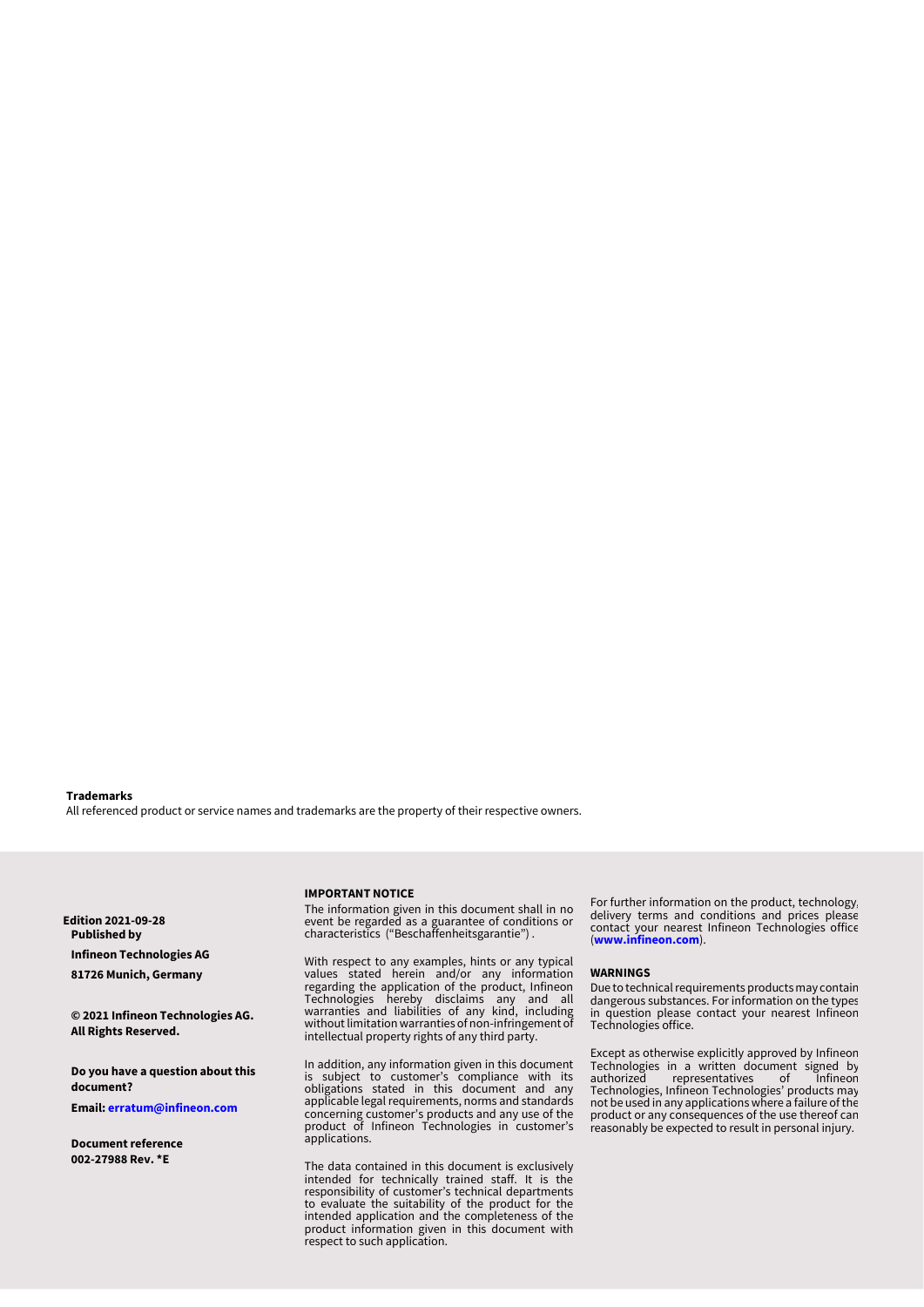**Trademarks**

All referenced product or service names and trademarks are the property of their respective owners.

**Edition 2021-09-28**
**Published by**

**Infineon Technologies AG**

**81726 Munich, Germany**

**© 2021 Infineon Technologies AG.**
**All Rights Reserved.**

**Do you have a question about this document?**

**Email: erratum@infineon.com**

**Document reference**
**002-27988 Rev. *E**

**IMPORTANT NOTICE**

The information given in this document shall in no event be regarded as a guarantee of conditions or characteristics ("Beschaffenheitsgarantie") .

With respect to any examples, hints or any typical values stated herein and/or any information regarding the application of the product, Infineon Technologies hereby disclaims any and all warranties and liabilities of any kind, including without limitation warranties of non-infringement of intellectual property rights of any third party.

In addition, any information given in this document is subject to customer's compliance with its obligations stated in this document and any applicable legal requirements, norms and standards concerning customer's products and any use of the product of Infineon Technologies in customer's applications.

The data contained in this document is exclusively intended for technically trained staff. It is the responsibility of customer's technical departments to evaluate the suitability of the product for the intended application and the completeness of the product information given in this document with respect to such application.

For further information on the product, technology, delivery terms and conditions and prices please contact your nearest Infineon Technologies office (**www.infineon.com**).

**WARNINGS**

Due to technical requirements products may contain dangerous substances. For information on the types in question please contact your nearest Infineon Technologies office.

Except as otherwise explicitly approved by Infineon Technologies in a written document signed by authorized representatives of Infineon Technologies, Infineon Technologies' products may not be used in any applications where a failure of the product or any consequences of the use thereof can reasonably be expected to result in personal injury.